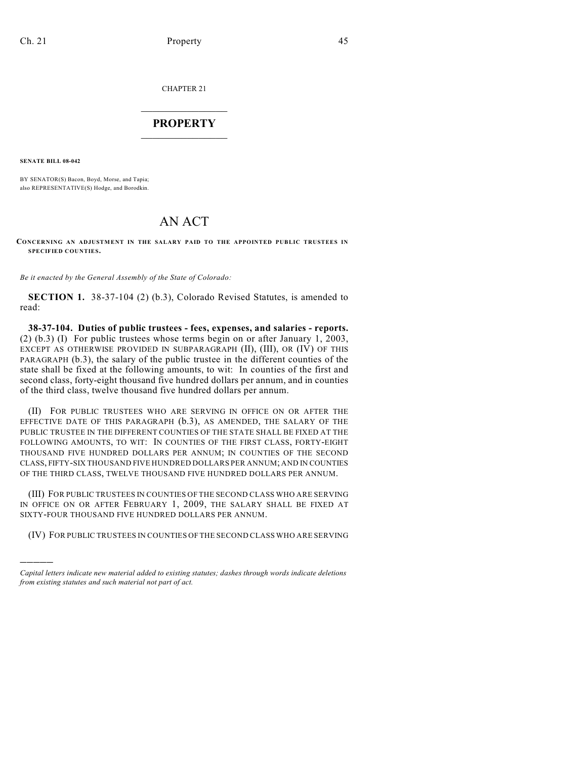CHAPTER 21

# PROPERTY

**SENATE BILL 08-042**

BY SENATOR(S) Bacon, Boyd, Morse, and Tapia;
also REPRESENTATIVE(S) Hodge, and Borodkin.

# AN ACT

**CONCERNING AN ADJUSTMENT IN THE SALARY PAID TO THE APPOINTED PUBLIC TRUSTEES IN SPECIFIED COUNTIES.**

*Be it enacted by the General Assembly of the State of Colorado:*

**SECTION 1.** 38-37-104 (2) (b.3), Colorado Revised Statutes, is amended to read:

**38-37-104. Duties of public trustees - fees, expenses, and salaries - reports.** (2) (b.3) (I) For public trustees whose terms begin on or after January 1, 2003, EXCEPT AS OTHERWISE PROVIDED IN SUBPARAGRAPH (II), (III), OR (IV) OF THIS PARAGRAPH (b.3), the salary of the public trustee in the different counties of the state shall be fixed at the following amounts, to wit: In counties of the first and second class, forty-eight thousand five hundred dollars per annum, and in counties of the third class, twelve thousand five hundred dollars per annum.

(II) FOR PUBLIC TRUSTEES WHO ARE SERVING IN OFFICE ON OR AFTER THE EFFECTIVE DATE OF THIS PARAGRAPH (b.3), AS AMENDED, THE SALARY OF THE PUBLIC TRUSTEE IN THE DIFFERENT COUNTIES OF THE STATE SHALL BE FIXED AT THE FOLLOWING AMOUNTS, TO WIT: IN COUNTIES OF THE FIRST CLASS, FORTY-EIGHT THOUSAND FIVE HUNDRED DOLLARS PER ANNUM; IN COUNTIES OF THE SECOND CLASS, FIFTY-SIX THOUSAND FIVE HUNDRED DOLLARS PER ANNUM; AND IN COUNTIES OF THE THIRD CLASS, TWELVE THOUSAND FIVE HUNDRED DOLLARS PER ANNUM.

(III) FOR PUBLIC TRUSTEES IN COUNTIES OF THE SECOND CLASS WHO ARE SERVING IN OFFICE ON OR AFTER FEBRUARY 1, 2009, THE SALARY SHALL BE FIXED AT SIXTY-FOUR THOUSAND FIVE HUNDRED DOLLARS PER ANNUM.

(IV) FOR PUBLIC TRUSTEES IN COUNTIES OF THE SECOND CLASS WHO ARE SERVING

---

*Capital letters indicate new material added to existing statutes; dashes through words indicate deletions from existing statutes and such material not part of act.*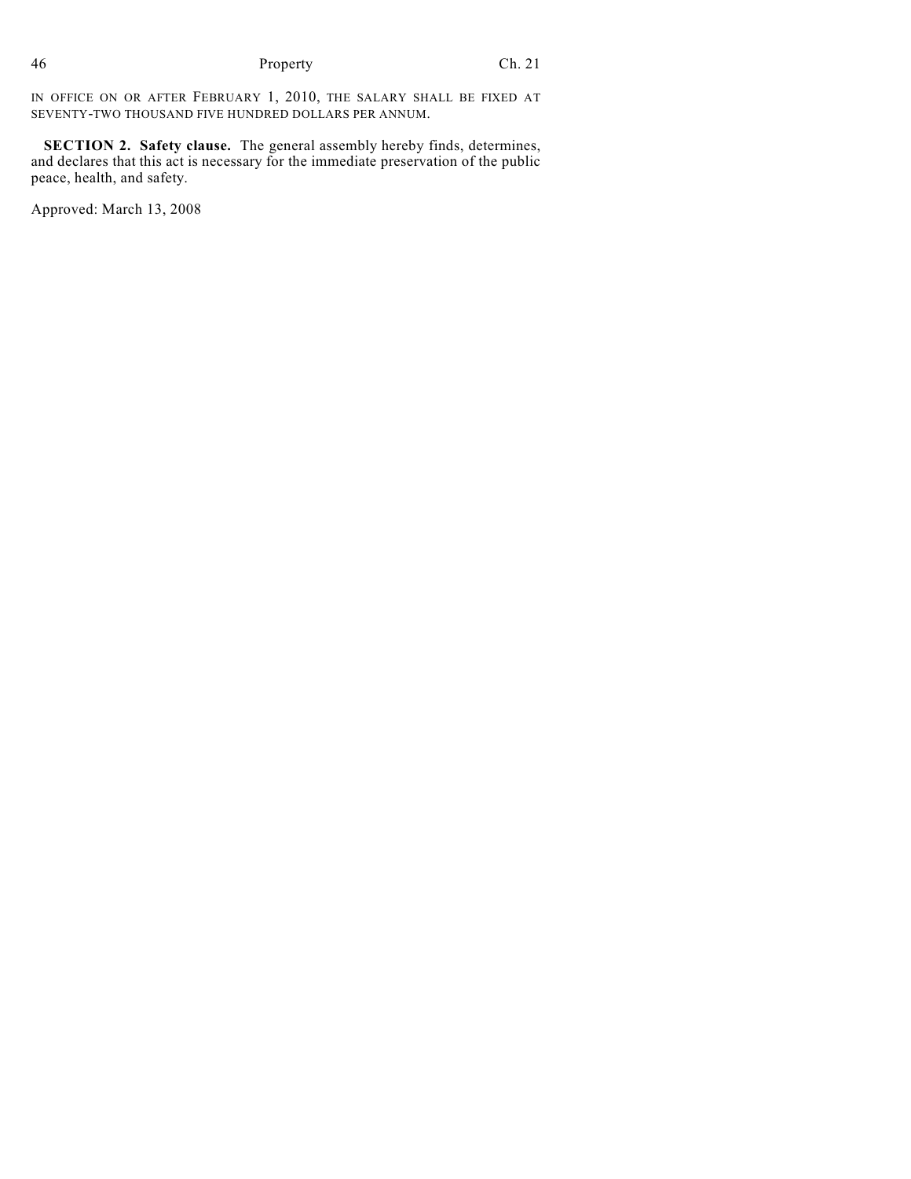IN OFFICE ON OR AFTER FEBRUARY 1, 2010, THE SALARY SHALL BE FIXED AT SEVENTY-TWO THOUSAND FIVE HUNDRED DOLLARS PER ANNUM.

**SECTION 2. Safety clause.** The general assembly hereby finds, determines, and declares that this act is necessary for the immediate preservation of the public peace, health, and safety.

Approved: March 13, 2008